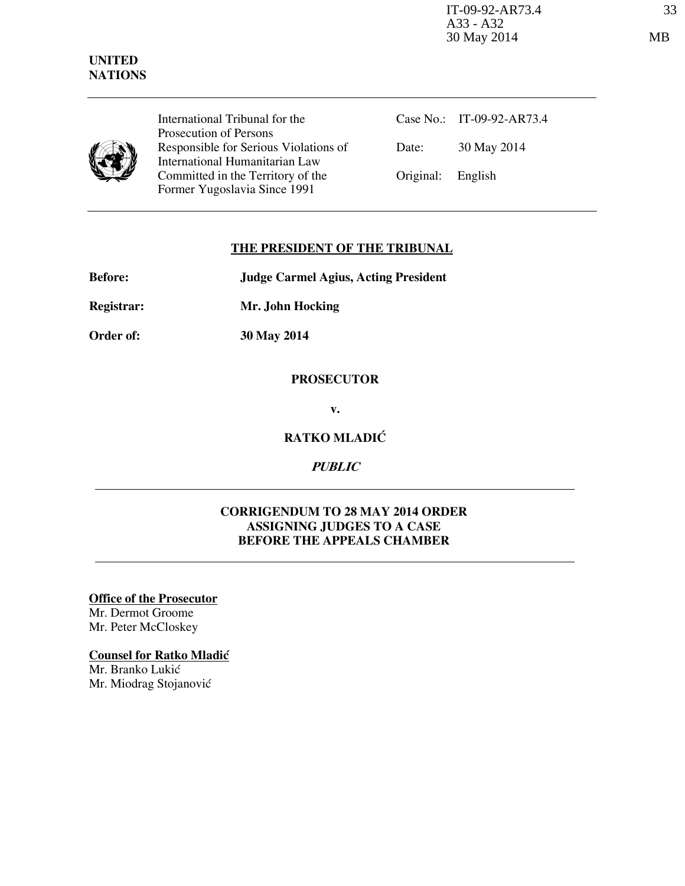IT-09-92-AR73.4
A33 - A32
30 May 2014

33
MB

**UNITED NATIONS**

International Tribunal for the Prosecution of Persons Responsible for Serious Violations of International Humanitarian Law Committed in the Territory of the Former Yugoslavia Since 1991

| | |
|---|---|
| Case No.: | IT-09-92-AR73.4 |
| Date: | 30 May 2014 |
| Original: | English |

## THE PRESIDENT OF THE TRIBUNAL

**Before:** **Judge Carmel Agius, Acting President**

**Registrar:** **Mr. John Hocking**

**Order of:** **30 May 2014**

**PROSECUTOR**

**v.**

**RATKO MLADIĆ**

***PUBLIC***

## CORRIGENDUM TO 28 MAY 2014 ORDER ASSIGNING JUDGES TO A CASE BEFORE THE APPEALS CHAMBER

**Office of the Prosecutor**

Mr. Dermot Groome
Mr. Peter McCloskey

**Counsel for Ratko Mladić**

Mr. Branko Lukić
Mr. Miodrag Stojanović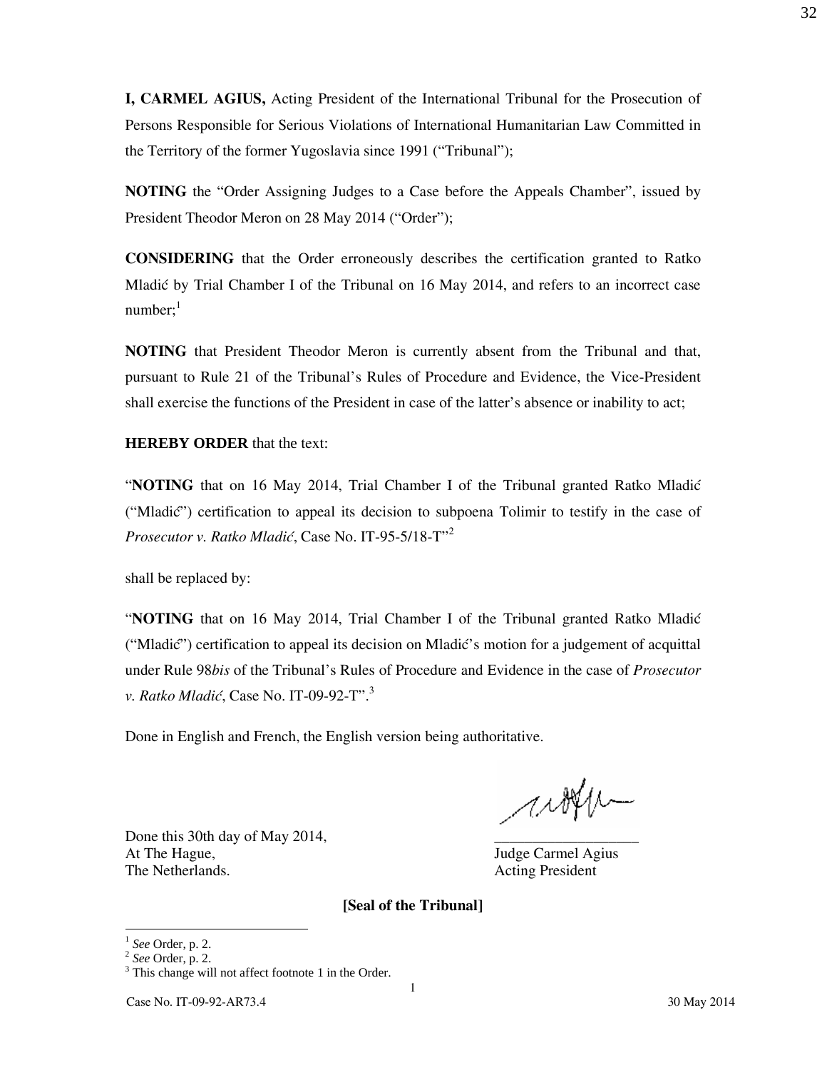**I, CARMEL AGIUS,** Acting President of the International Tribunal for the Prosecution of Persons Responsible for Serious Violations of International Humanitarian Law Committed in the Territory of the former Yugoslavia since 1991 ("Tribunal");

**NOTING** the "Order Assigning Judges to a Case before the Appeals Chamber", issued by President Theodor Meron on 28 May 2014 ("Order");

**CONSIDERING** that the Order erroneously describes the certification granted to Ratko Mladić by Trial Chamber I of the Tribunal on 16 May 2014, and refers to an incorrect case number;[1]

**NOTING** that President Theodor Meron is currently absent from the Tribunal and that, pursuant to Rule 21 of the Tribunal's Rules of Procedure and Evidence, the Vice-President shall exercise the functions of the President in case of the latter's absence or inability to act;

**HEREBY ORDER** that the text:

"**NOTING** that on 16 May 2014, Trial Chamber I of the Tribunal granted Ratko Mladić ("Mladić") certification to appeal its decision to subpoena Tolimir to testify in the case of *Prosecutor v. Ratko Mladić*, Case No. IT-95-5/18-T"[2]

shall be replaced by:

"**NOTING** that on 16 May 2014, Trial Chamber I of the Tribunal granted Ratko Mladić ("Mladić") certification to appeal its decision on Mladić's motion for a judgement of acquittal under Rule 98*bis* of the Tribunal's Rules of Procedure and Evidence in the case of *Prosecutor v. Ratko Mladić*, Case No. IT-09-92-T".[3]

Done in English and French, the English version being authoritative.

Done this 30th day of May 2014,
At The Hague,
The Netherlands.

\_\_\_\_\_\_\_\_\_\_\_\_\_\_\_\_\_\_\_
Judge Carmel Agius
Acting President

**[Seal of the Tribunal]**

---

[1] *See* Order, p. 2.

[2] *See* Order, p. 2.

[3] This change will not affect footnote 1 in the Order.